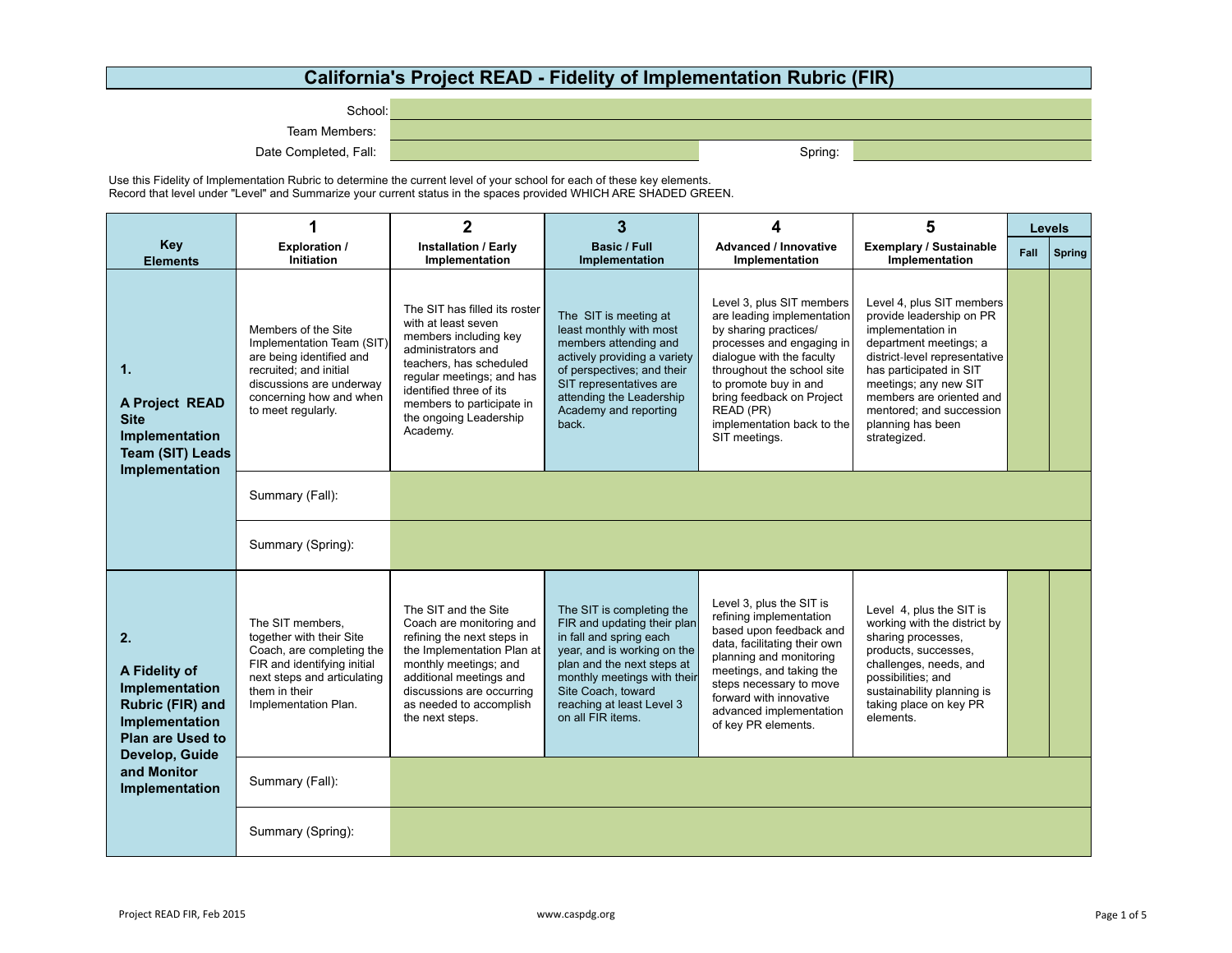# California's Project READ - Fidelity of Implementation Rubric (FIR)

School:

Team Members:

Date Completed, Fall: &nbsp;&nbsp;&nbsp;&nbsp; Spring:

Use this Fidelity of Implementation Rubric to determine the current level of your school for each of these key elements.
Record that level under "Level" and Summarize your current status in the spaces provided WHICH ARE SHADED GREEN.

| Key Elements | 1 Exploration / Initiation | 2 Installation / Early Implementation | 3 Basic / Full Implementation | 4 Advanced / Innovative Implementation | 5 Exemplary / Sustainable Implementation | Levels Fall | Levels Spring |
|---|---|---|---|---|---|---|---|
| **1. A Project READ Site Implementation Team (SIT) Leads Implementation** | Members of the Site Implementation Team (SIT) are being identified and recruited; and initial discussions are underway concerning how and when to meet regularly. | The SIT has filled its roster with at least seven members including key administrators and teachers, has scheduled regular meetings; and has identified three of its members to participate in the ongoing Leadership Academy. | The SIT is meeting at least monthly with most members attending and actively providing a variety of perspectives; and their SIT representatives are attending the Leadership Academy and reporting back. | Level 3, plus SIT members are leading implementation by sharing practices/ processes and engaging in dialogue with the faculty throughout the school site to promote buy in and bring feedback on Project READ (PR) implementation back to the SIT meetings. | Level 4, plus SIT members provide leadership on PR implementation in department meetings; a district-level representative has participated in SIT meetings; any new SIT members are oriented and mentored; and succession planning has been strategized. | | |
| | Summary (Fall): | | | | | | |
| | Summary (Spring): | | | | | | |
| **2. A Fidelity of Implementation Rubric (FIR) and Implementation Plan are Used to Develop, Guide and Monitor Implementation** | The SIT members, together with their Site Coach, are completing the FIR and identifying initial next steps and articulating them in their Implementation Plan. | The SIT and the Site Coach are monitoring and refining the next steps in the Implementation Plan at monthly meetings; and additional meetings and discussions are occurring as needed to accomplish the next steps. | The SIT is completing the FIR and updating their plan in fall and spring each year, and is working on the plan and the next steps at monthly meetings with their Site Coach, toward reaching at least Level 3 on all FIR items. | Level 3, plus the SIT is refining implementation based upon feedback and data, facilitating their own planning and monitoring meetings, and taking the steps necessary to move forward with innovative advanced implementation of key PR elements. | Level 4, plus the SIT is working with the district by sharing processes, products, successes, challenges, needs, and possibilities; and sustainability planning is taking place on key PR elements. | | |
| | Summary (Fall): | | | | | | |
| | Summary (Spring): | | | | | | |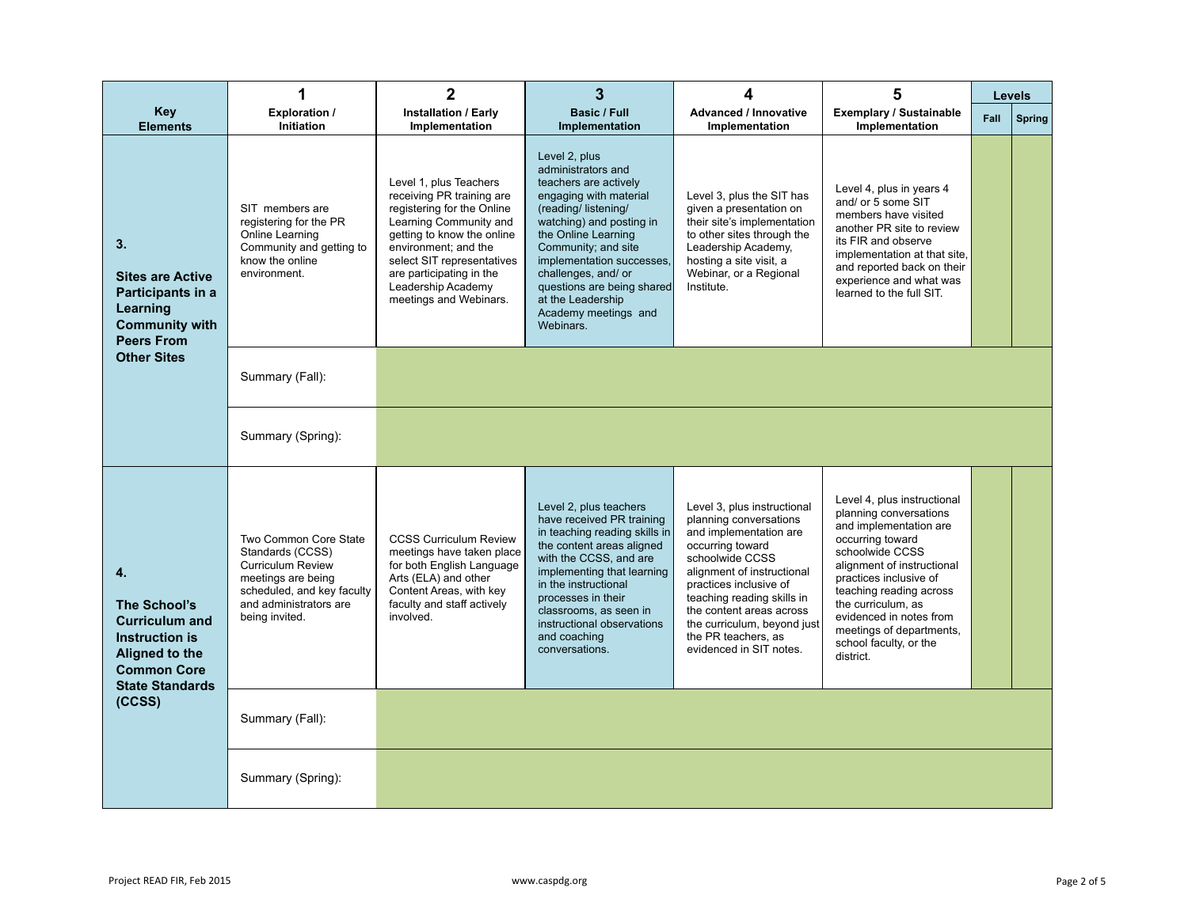| Key Elements | 1 Exploration / Initiation | 2 Installation / Early Implementation | 3 Basic / Full Implementation | 4 Advanced / Innovative Implementation | 5 Exemplary / Sustainable Implementation | Levels | |
|---|---|---|---|---|---|---|---|
| | | | | | | Fall | Spring |
| **3. Sites are Active Participants in a Learning Community with Peers From Other Sites** | SIT members are registering for the PR Online Learning Community and getting to know the online environment. | Level 1, plus Teachers receiving PR training are registering for the Online Learning Community and getting to know the online environment; and the select SIT representatives are participating in the Leadership Academy meetings and Webinars. | Level 2, plus administrators and teachers are actively engaging with material (reading/ listening/ watching) and posting in the Online Learning Community; and site implementation successes, challenges, and/ or questions are being shared at the Leadership Academy meetings and Webinars. | Level 3, plus the SIT has given a presentation on their site's implementation to other sites through the Leadership Academy, hosting a site visit, a Webinar, or a Regional Institute. | Level 4, plus in years 4 and/ or 5 some SIT members have visited another PR site to review its FIR and observe implementation at that site, and reported back on their experience and what was learned to the full SIT. | | |
| | Summary (Fall): | | | | | | |
| | Summary (Spring): | | | | | | |
| **4. The School's Curriculum and Instruction is Aligned to the Common Core State Standards (CCSS)** | Two Common Core State Standards (CCSS) Curriculum Review meetings are being scheduled, and key faculty and administrators are being invited. | CCSS Curriculum Review meetings have taken place for both English Language Arts (ELA) and other Content Areas, with key faculty and staff actively involved. | Level 2, plus teachers have received PR training in teaching reading skills in the content areas aligned with the CCSS, and are implementing that learning in the instructional processes in their classrooms, as seen in instructional observations and coaching conversations. | Level 3, plus instructional planning conversations and implementation are occurring toward schoolwide CCSS alignment of instructional practices inclusive of teaching reading skills in the content areas across the curriculum, beyond just the PR teachers, as evidenced in SIT notes. | Level 4, plus instructional planning conversations and implementation are occurring toward schoolwide CCSS alignment of instructional practices inclusive of teaching reading across the curriculum, as evidenced in notes from meetings of departments, school faculty, or the district. | | |
| | Summary (Fall): | | | | | | |
| | Summary (Spring): | | | | | | |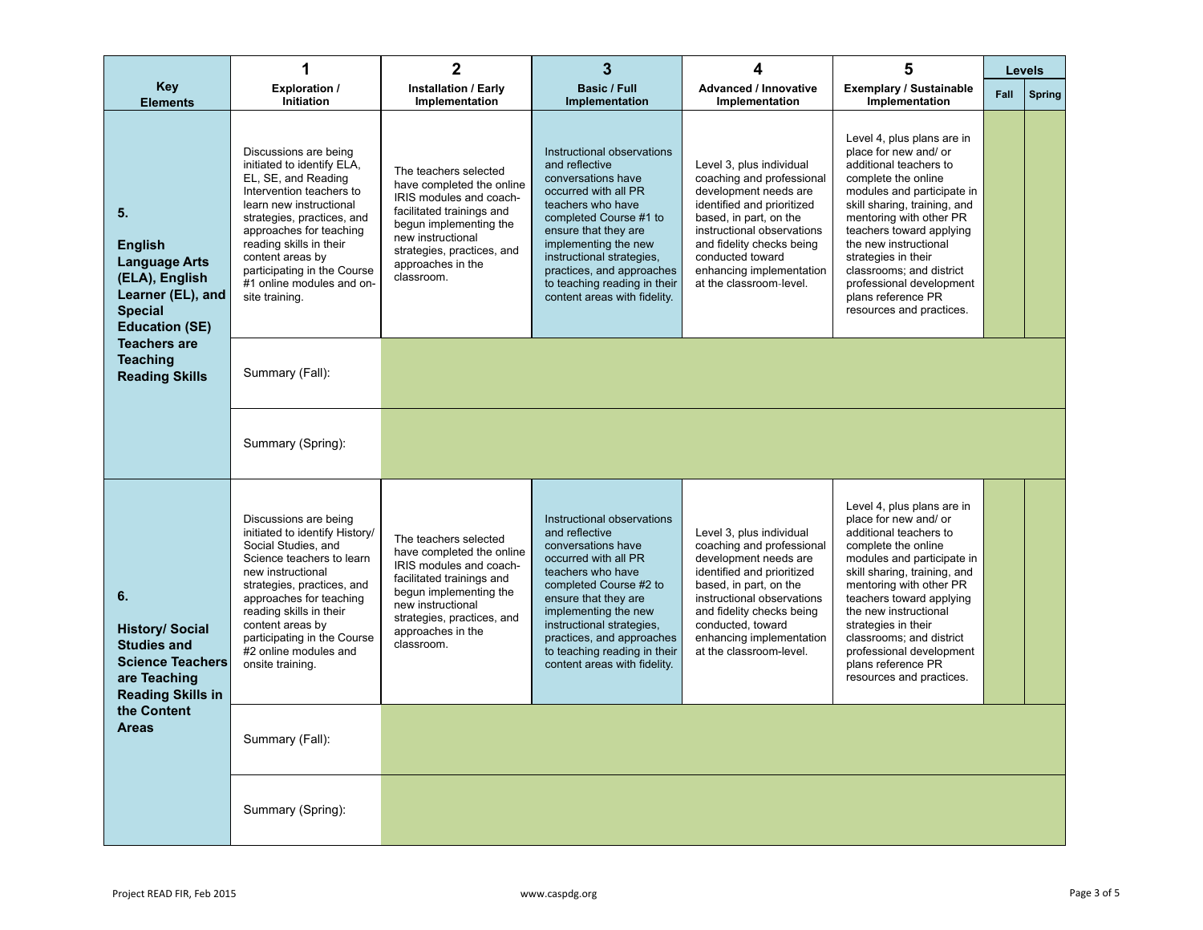| Key Elements | 1 Exploration / Initiation | 2 Installation / Early Implementation | 3 Basic / Full Implementation | 4 Advanced / Innovative Implementation | 5 Exemplary / Sustainable Implementation | Levels Fall | Levels Spring |
|---|---|---|---|---|---|---|---|
| **5. English Language Arts (ELA), English Learner (EL), and Special Education (SE) Teachers are Teaching Reading Skills** | Discussions are being initiated to identify ELA, EL, SE, and Reading Intervention teachers to learn new instructional strategies, practices, and approaches for teaching reading skills in their content areas by participating in the Course #1 online modules and on-site training. | The teachers selected have completed the online IRIS modules and coach-facilitated trainings and begun implementing the new instructional strategies, practices, and approaches in the classroom. | Instructional observations and reflective conversations have occurred with all PR teachers who have completed Course #1 to ensure that they are implementing the new instructional strategies, practices, and approaches to teaching reading in their content areas with fidelity. | Level 3, plus individual coaching and professional development needs are identified and prioritized based, in part, on the instructional observations and fidelity checks being conducted toward enhancing implementation at the classroom-level. | Level 4, plus plans are in place for new and/ or additional teachers to complete the online modules and participate in skill sharing, training, and mentoring with other PR teachers toward applying the new instructional strategies in their classrooms; and district professional development plans reference PR resources and practices. | | |
| | Summary (Fall): | | | | | | |
| | Summary (Spring): | | | | | | |
| **6. History/ Social Studies and Science Teachers are Teaching Reading Skills in the Content Areas** | Discussions are being initiated to identify History/ Social Studies, and Science teachers to learn new instructional strategies, practices, and approaches for teaching reading skills in their content areas by participating in the Course #2 online modules and onsite training. | The teachers selected have completed the online IRIS modules and coach-facilitated trainings and begun implementing the new instructional strategies, practices, and approaches in the classroom. | Instructional observations and reflective conversations have occurred with all PR teachers who have completed Course #2 to ensure that they are implementing the new instructional strategies, practices, and approaches to teaching reading in their content areas with fidelity. | Level 3, plus individual coaching and professional development needs are identified and prioritized based, in part, on the instructional observations and fidelity checks being conducted, toward enhancing implementation at the classroom-level. | Level 4, plus plans are in place for new and/ or additional teachers to complete the online modules and participate in skill sharing, training, and mentoring with other PR teachers toward applying the new instructional strategies in their classrooms; and district professional development plans reference PR resources and practices. | | |
| | Summary (Fall): | | | | | | |
| | Summary (Spring): | | | | | | |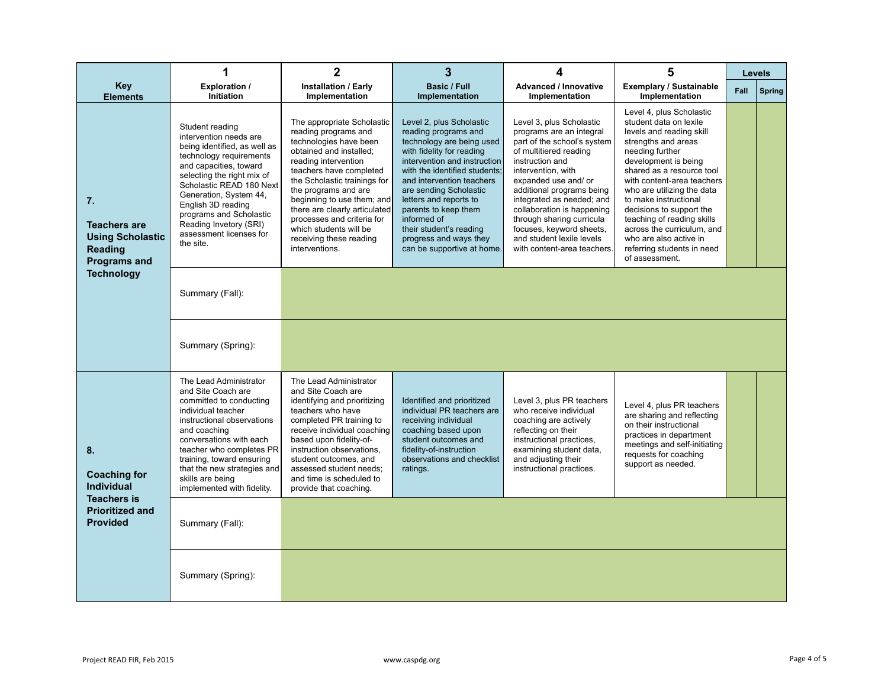| Key Elements | 1<br>Exploration / Initiation | 2<br>Installation / Early Implementation | 3<br>Basic / Full Implementation | 4<br>Advanced / Innovative Implementation | 5<br>Exemplary / Sustainable Implementation | Levels | |
|---|---|---|---|---|---|---|---|
| | | | | | | Fall | Spring |
| **7.**<br>**Teachers are Using Scholastic Reading Programs and Technology** | Student reading intervention needs are being identified, as well as technology requirements and capacities, toward selecting the right mix of Scholastic READ 180 Next Generation, System 44, English 3D reading programs and Scholastic Reading Invetory (SRI) assessment licenses for the site. | The appropriate Scholastic reading programs and technologies have been obtained and installed; reading intervention teachers have completed the Scholastic trainings for the programs and are beginning to use them; and there are clearly articulated processes and criteria for which students will be receiving these reading interventions. | Level 2, plus Scholastic reading programs and technology are being used with fidelity for reading intervention and instruction with the identified students; and intervention teachers are sending Scholastic letters and reports to parents to keep them informed of their student's reading progress and ways they can be supportive at home. | Level 3, plus Scholastic programs are an integral part of the school's system of multitiered reading instruction and intervention, with expanded use and/ or additional programs being integrated as needed; and collaboration is happening through sharing curricula focuses, keyword sheets, and student lexile levels with content-area teachers. | Level 4, plus Scholastic student data on lexile levels and reading skill strengths and areas needing further development is being shared as a resource tool with content-area teachers who are utilizing the data to make instructional decisions to support the teaching of reading skills across the curriculum, and who are also active in referring students in need of assessment. | | |
| | Summary (Fall): | | | | | | |
| | Summary (Spring): | | | | | | |
| **8.**<br>**Coaching for Individual Teachers is Prioritized and Provided** | The Lead Administrator and Site Coach are committed to conducting individual teacher instructional observations and coaching conversations with each teacher who completes PR training, toward ensuring that the new strategies and skills are being implemented with fidelity. | The Lead Administrator and Site Coach are identifying and prioritizing teachers who have completed PR training to receive individual coaching based upon fidelity-of-instruction observations, student outcomes, and assessed student needs; and time is scheduled to provide that coaching. | Identified and prioritized individual PR teachers are receiving individual coaching based upon student outcomes and fidelity-of-instruction observations and checklist ratings. | Level 3, plus PR teachers who receive individual coaching are actively reflecting on their instructional practices, examining student data, and adjusting their instructional practices. | Level 4, plus PR teachers are sharing and reflecting on their instructional practices in department meetings and self-initiating requests for coaching support as needed. | | |
| | Summary (Fall): | | | | | | |
| | Summary (Spring): | | | | | | |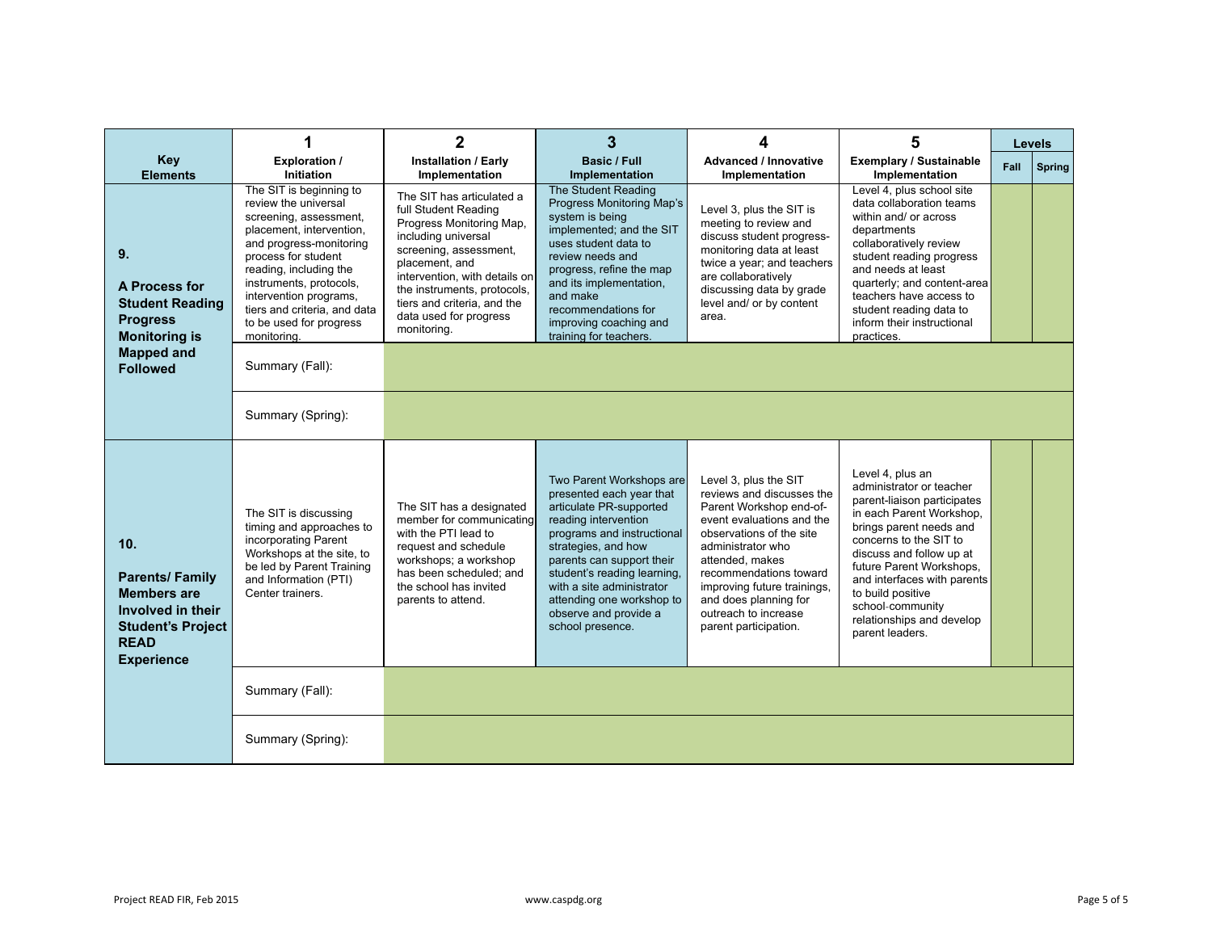| Key Elements | 1<br>Exploration / Initiation | 2<br>Installation / Early Implementation | 3<br>Basic / Full Implementation | 4<br>Advanced / Innovative Implementation | 5<br>Exemplary / Sustainable Implementation | Levels<br>Fall | <br>Spring |
|---|---|---|---|---|---|---|---|
| **9.**<br><br>**A Process for Student Reading Progress Monitoring is Mapped and Followed** | The SIT is beginning to review the universal screening, assessment, placement, intervention, and progress-monitoring process for student reading, including the instruments, protocols, intervention programs, tiers and criteria, and data to be used for progress monitoring. | The SIT has articulated a full Student Reading Progress Monitoring Map, including universal screening, assessment, placement, and intervention, with details on the instruments, protocols, tiers and criteria, and the data used for progress monitoring. | The Student Reading Progress Monitoring Map's system is being implemented; and the SIT uses student data to review needs and progress, refine the map and its implementation, and make recommendations for improving coaching and training for teachers. | Level 3, plus the SIT is meeting to review and discuss student progress-monitoring data at least twice a year; and teachers are collaboratively discussing data by grade level and/ or by content area. | Level 4, plus school site data collaboration teams within and/ or across departments collaboratively review student reading progress and needs at least quarterly; and content-area teachers have access to student reading data to inform their instructional practices. | | |
| | Summary (Fall): | | | | | | |
| | Summary (Spring): | | | | | | |
| **10.**<br><br>**Parents/ Family Members are Involved in their Student's Project READ Experience** | The SIT is discussing timing and approaches to incorporating Parent Workshops at the site, to be led by Parent Training and Information (PTI) Center trainers. | The SIT has a designated member for communicating with the PTI lead to request and schedule workshops; a workshop has been scheduled; and the school has invited parents to attend. | Two Parent Workshops are presented each year that articulate PR-supported reading intervention programs and instructional strategies, and how parents can support their student's reading learning, with a site administrator attending one workshop to observe and provide a school presence. | Level 3, plus the SIT reviews and discusses the Parent Workshop end-of-event evaluations and the observations of the site administrator who attended, makes recommendations toward improving future trainings, and does planning for outreach to increase parent participation. | Level 4, plus an administrator or teacher parent-liaison participates in each Parent Workshop, brings parent needs and concerns to the SIT to discuss and follow up at future Parent Workshops, and interfaces with parents to build positive school-community relationships and develop parent leaders. | | |
| | Summary (Fall): | | | | | | |
| | Summary (Spring): | | | | | | |

Project READ FIR, Feb 2015 www.caspdg.org